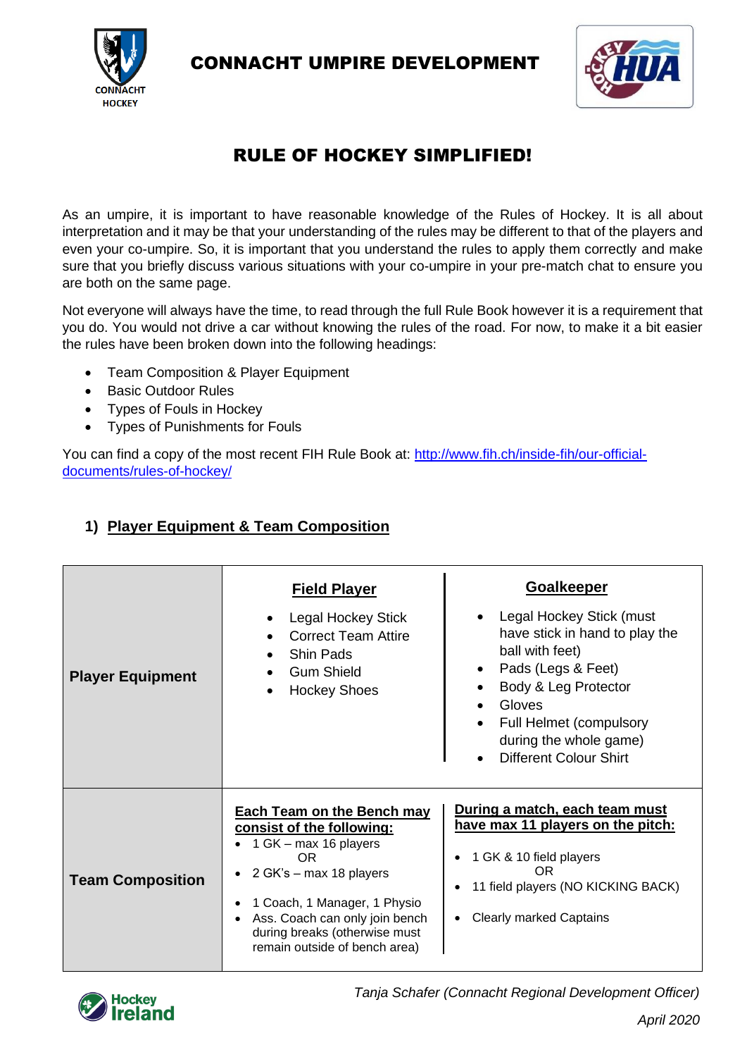# CONNACHT UMPIRE DEVELOPMENT

## RULE OF HOCKEY SIMPLIFIED!

As an umpire, it is important to have reasonable knowledge of the Rules of Hockey. It is all about interpretation and it may be that your understanding of the rules may be different to that of the players and even your co-umpire. So, it is important that you understand the rules to apply them correctly and make sure that you briefly discuss various situations with your co-umpire in your pre-match chat to ensure you are both on the same page.

Not everyone will always have the time, to read through the full Rule Book however it is a requirement that you do. You would not drive a car without knowing the rules of the road. For now, to make it a bit easier the rules have been broken down into the following headings:

- Team Composition & Player Equipment
- Basic Outdoor Rules
- Types of Fouls in Hockey
- Types of Punishments for Fouls

You can find a copy of the most recent FIH Rule Book at: [http://www.fih.ch/inside-fih/our-official-documents/rules-of-hockey/](http://www.fih.ch/inside-fih/our-official-documents/rules-of-hockey/)

### 1) Player Equipment & Team Composition

| | | |
|---|---|---|
| **Player Equipment** | **Field Player**<br>• Legal Hockey Stick<br>• Correct Team Attire<br>• Shin Pads<br>• Gum Shield<br>• Hockey Shoes | **Goalkeeper**<br>• Legal Hockey Stick (must have stick in hand to play the ball with feet)<br>• Pads (Legs & Feet)<br>• Body & Leg Protector<br>• Gloves<br>• Full Helmet (compulsory during the whole game)<br>• Different Colour Shirt |
| **Team Composition** | **Each Team on the Bench may consist of the following:**<br>• 1 GK – max 16 players<br>OR<br>• 2 GK's – max 18 players<br>• 1 Coach, 1 Manager, 1 Physio<br>• Ass. Coach can only join bench during breaks (otherwise must remain outside of bench area) | **During a match, each team must have max 11 players on the pitch:**<br>• 1 GK & 10 field players<br>OR<br>• 11 field players (NO KICKING BACK)<br>• Clearly marked Captains |

*Tanja Schafer (Connacht Regional Development Officer)*

*April 2020*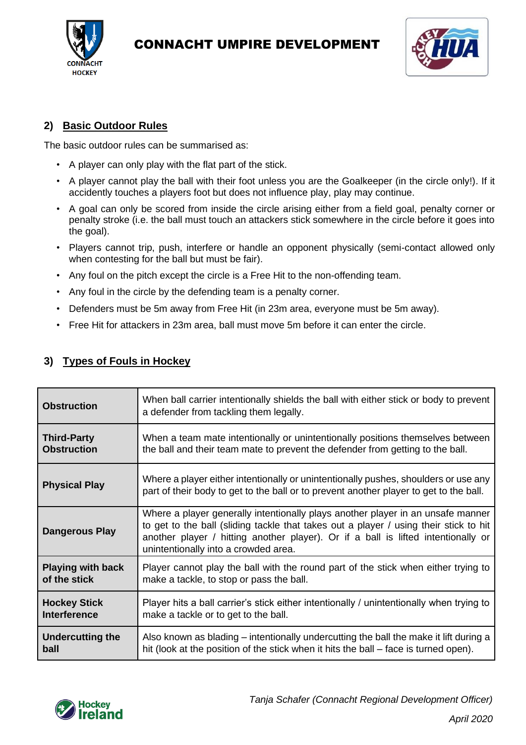## 2) Basic Outdoor Rules

The basic outdoor rules can be summarised as:

- A player can only play with the flat part of the stick.
- A player cannot play the ball with their foot unless you are the Goalkeeper (in the circle only!). If it accidently touches a players foot but does not influence play, play may continue.
- A goal can only be scored from inside the circle arising either from a field goal, penalty corner or penalty stroke (i.e. the ball must touch an attackers stick somewhere in the circle before it goes into the goal).
- Players cannot trip, push, interfere or handle an opponent physically (semi-contact allowed only when contesting for the ball but must be fair).
- Any foul on the pitch except the circle is a Free Hit to the non-offending team.
- Any foul in the circle by the defending team is a penalty corner.
- Defenders must be 5m away from Free Hit (in 23m area, everyone must be 5m away).
- Free Hit for attackers in 23m area, ball must move 5m before it can enter the circle.

## 3) Types of Fouls in Hockey

| | |
|---|---|
| **Obstruction** | When ball carrier intentionally shields the ball with either stick or body to prevent a defender from tackling them legally. |
| **Third-Party Obstruction** | When a team mate intentionally or unintentionally positions themselves between the ball and their team mate to prevent the defender from getting to the ball. |
| **Physical Play** | Where a player either intentionally or unintentionally pushes, shoulders or use any part of their body to get to the ball or to prevent another player to get to the ball. |
| **Dangerous Play** | Where a player generally intentionally plays another player in an unsafe manner to get to the ball (sliding tackle that takes out a player / using their stick to hit another player / hitting another player). Or if a ball is lifted intentionally or unintentionally into a crowded area. |
| **Playing with back of the stick** | Player cannot play the ball with the round part of the stick when either trying to make a tackle, to stop or pass the ball. |
| **Hockey Stick Interference** | Player hits a ball carrier's stick either intentionally / unintentionally when trying to make a tackle or to get to the ball. |
| **Undercutting the ball** | Also known as blading – intentionally undercutting the ball the make it lift during a hit (look at the position of the stick when it hits the ball – face is turned open). |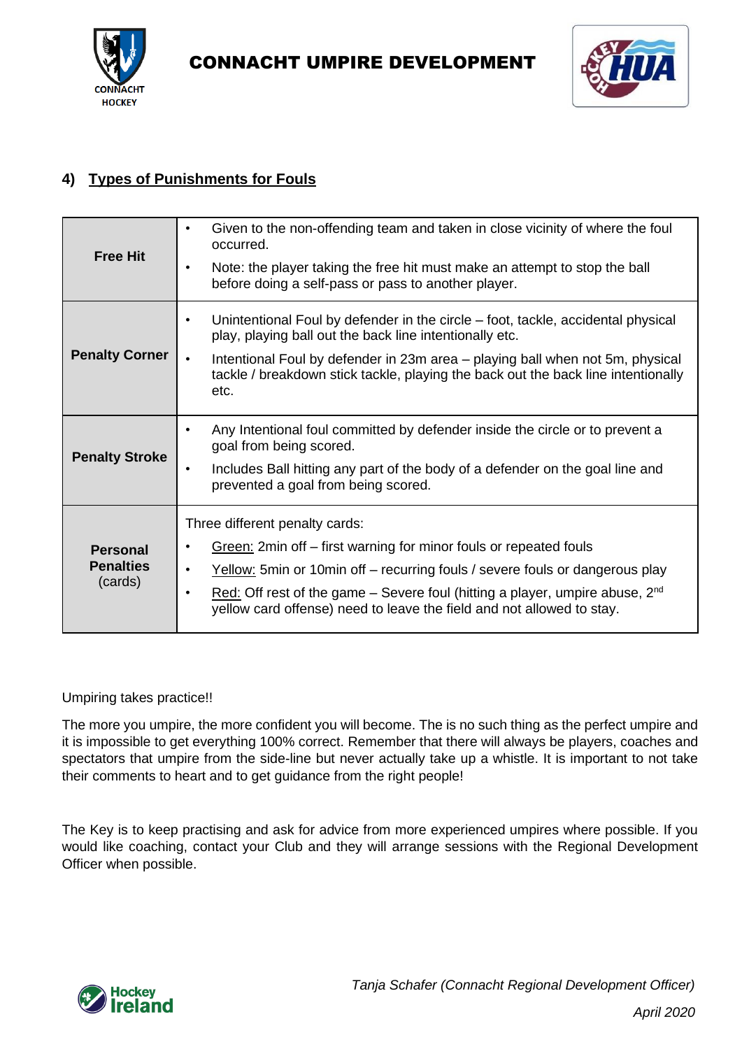## 4) Types of Punishments for Fouls

| | |
|---|---|
| **Free Hit** | • Given to the non-offending team and taken in close vicinity of where the foul occurred.<br>• Note: the player taking the free hit must make an attempt to stop the ball before doing a self-pass or pass to another player. |
| **Penalty Corner** | • Unintentional Foul by defender in the circle – foot, tackle, accidental physical play, playing ball out the back line intentionally etc.<br>• Intentional Foul by defender in 23m area – playing ball when not 5m, physical tackle / breakdown stick tackle, playing the back out the back line intentionally etc. |
| **Penalty Stroke** | • Any Intentional foul committed by defender inside the circle or to prevent a goal from being scored.<br>• Includes Ball hitting any part of the body of a defender on the goal line and prevented a goal from being scored. |
| **Personal Penalties** (cards) | Three different penalty cards:<br>• Green: 2min off – first warning for minor fouls or repeated fouls<br>• Yellow: 5min or 10min off – recurring fouls / severe fouls or dangerous play<br>• Red: Off rest of the game – Severe foul (hitting a player, umpire abuse, 2nd yellow card offense) need to leave the field and not allowed to stay. |

Umpiring takes practice!!

The more you umpire, the more confident you will become. The is no such thing as the perfect umpire and it is impossible to get everything 100% correct. Remember that there will always be players, coaches and spectators that umpire from the side-line but never actually take up a whistle. It is important to not take their comments to heart and to get guidance from the right people!

The Key is to keep practising and ask for advice from more experienced umpires where possible. If you would like coaching, contact your Club and they will arrange sessions with the Regional Development Officer when possible.

*Tanja Schafer (Connacht Regional Development Officer)*

*April 2020*